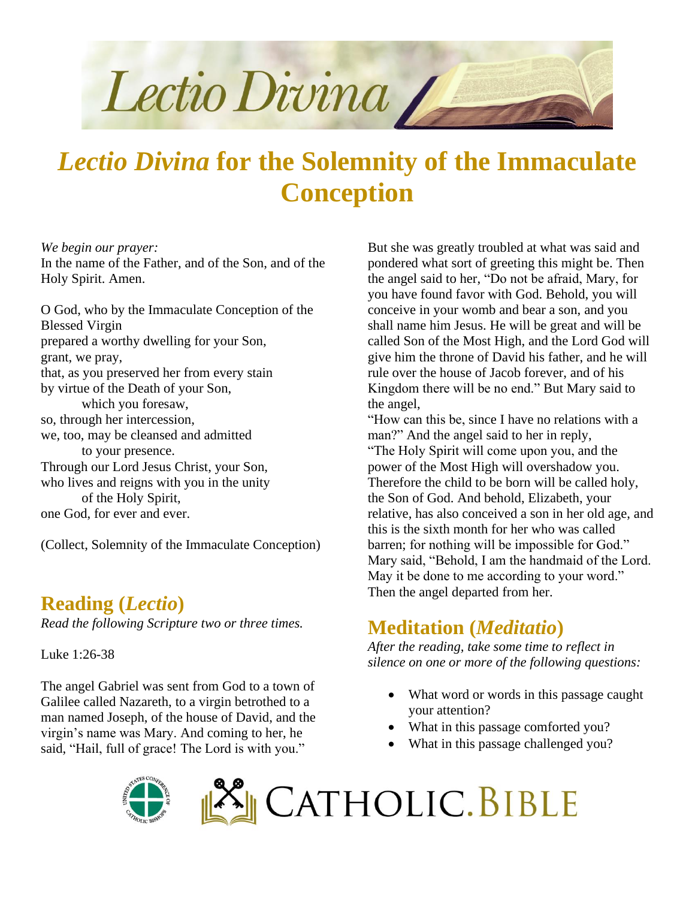# *Lectio Divina* for the Solemnity of the Immaculate Conception

*We begin our prayer:*
In the name of the Father, and of the Son, and of the Holy Spirit. Amen.

O God, who by the Immaculate Conception of the Blessed Virgin
prepared a worthy dwelling for your Son,
grant, we pray,
that, as you preserved her from every stain
by virtue of the Death of your Son,
which you foresaw,
so, through her intercession,
we, too, may be cleansed and admitted
to your presence.
Through our Lord Jesus Christ, your Son,
who lives and reigns with you in the unity
of the Holy Spirit,
one God, for ever and ever.

(Collect, Solemnity of the Immaculate Conception)

## Reading (*Lectio*)

*Read the following Scripture two or three times.*

Luke 1:26-38

The angel Gabriel was sent from God to a town of Galilee called Nazareth, to a virgin betrothed to a man named Joseph, of the house of David, and the virgin's name was Mary. And coming to her, he said, "Hail, full of grace! The Lord is with you." But she was greatly troubled at what was said and pondered what sort of greeting this might be. Then the angel said to her, "Do not be afraid, Mary, for you have found favor with God. Behold, you will conceive in your womb and bear a son, and you shall name him Jesus. He will be great and will be called Son of the Most High, and the Lord God will give him the throne of David his father, and he will rule over the house of Jacob forever, and of his Kingdom there will be no end." But Mary said to the angel,
"How can this be, since I have no relations with a man?" And the angel said to her in reply,
"The Holy Spirit will come upon you, and the power of the Most High will overshadow you. Therefore the child to be born will be called holy, the Son of God. And behold, Elizabeth, your relative, has also conceived a son in her old age, and this is the sixth month for her who was called barren; for nothing will be impossible for God."
Mary said, "Behold, I am the handmaid of the Lord. May it be done to me according to your word."
Then the angel departed from her.

## Meditation (*Meditatio*)

*After the reading, take some time to reflect in silence on one or more of the following questions:*

- What word or words in this passage caught your attention?
- What in this passage comforted you?
- What in this passage challenged you?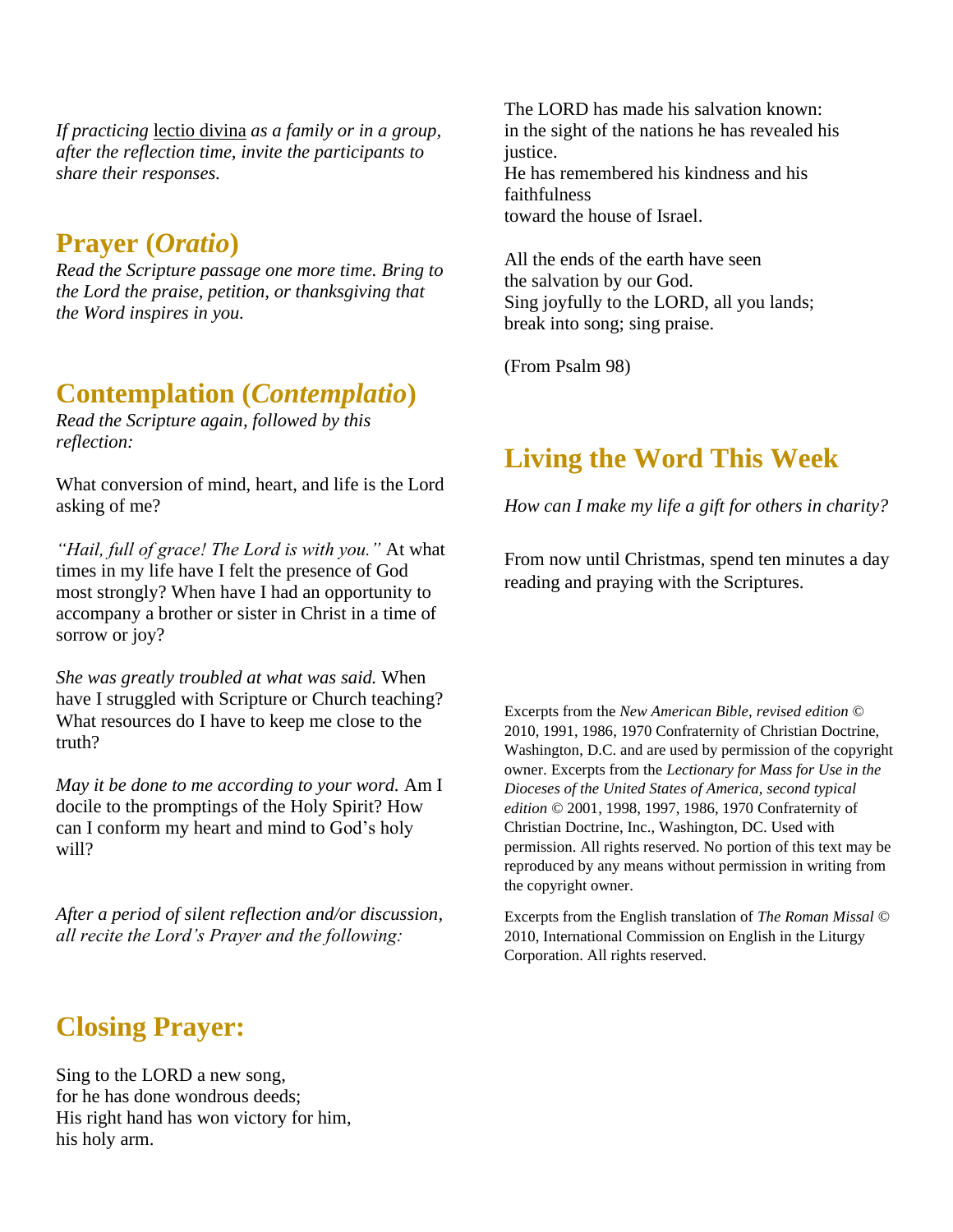*If practicing* lectio divina *as a family or in a group, after the reflection time, invite the participants to share their responses.*

## Prayer (*Oratio*)

*Read the Scripture passage one more time. Bring to the Lord the praise, petition, or thanksgiving that the Word inspires in you.*

## Contemplation (*Contemplatio*)

*Read the Scripture again, followed by this reflection:*

What conversion of mind, heart, and life is the Lord asking of me?

*"Hail, full of grace! The Lord is with you."* At what times in my life have I felt the presence of God most strongly? When have I had an opportunity to accompany a brother or sister in Christ in a time of sorrow or joy?

*She was greatly troubled at what was said.* When have I struggled with Scripture or Church teaching? What resources do I have to keep me close to the truth?

*May it be done to me according to your word.* Am I docile to the promptings of the Holy Spirit? How can I conform my heart and mind to God's holy will?

*After a period of silent reflection and/or discussion, all recite the Lord's Prayer and the following:*

## Closing Prayer:

Sing to the LORD a new song,
for he has done wondrous deeds;
His right hand has won victory for him,
his holy arm.

The LORD has made his salvation known:
in the sight of the nations he has revealed his justice.
He has remembered his kindness and his faithfulness
toward the house of Israel.

All the ends of the earth have seen
the salvation by our God.
Sing joyfully to the LORD, all you lands;
break into song; sing praise.

(From Psalm 98)

## Living the Word This Week

*How can I make my life a gift for others in charity?*

From now until Christmas, spend ten minutes a day reading and praying with the Scriptures.

Excerpts from the *New American Bible, revised edition* © 2010, 1991, 1986, 1970 Confraternity of Christian Doctrine, Washington, D.C. and are used by permission of the copyright owner. Excerpts from the *Lectionary for Mass for Use in the Dioceses of the United States of America, second typical edition* © 2001, 1998, 1997, 1986, 1970 Confraternity of Christian Doctrine, Inc., Washington, DC. Used with permission. All rights reserved. No portion of this text may be reproduced by any means without permission in writing from the copyright owner.

Excerpts from the English translation of *The Roman Missal* © 2010, International Commission on English in the Liturgy Corporation. All rights reserved.